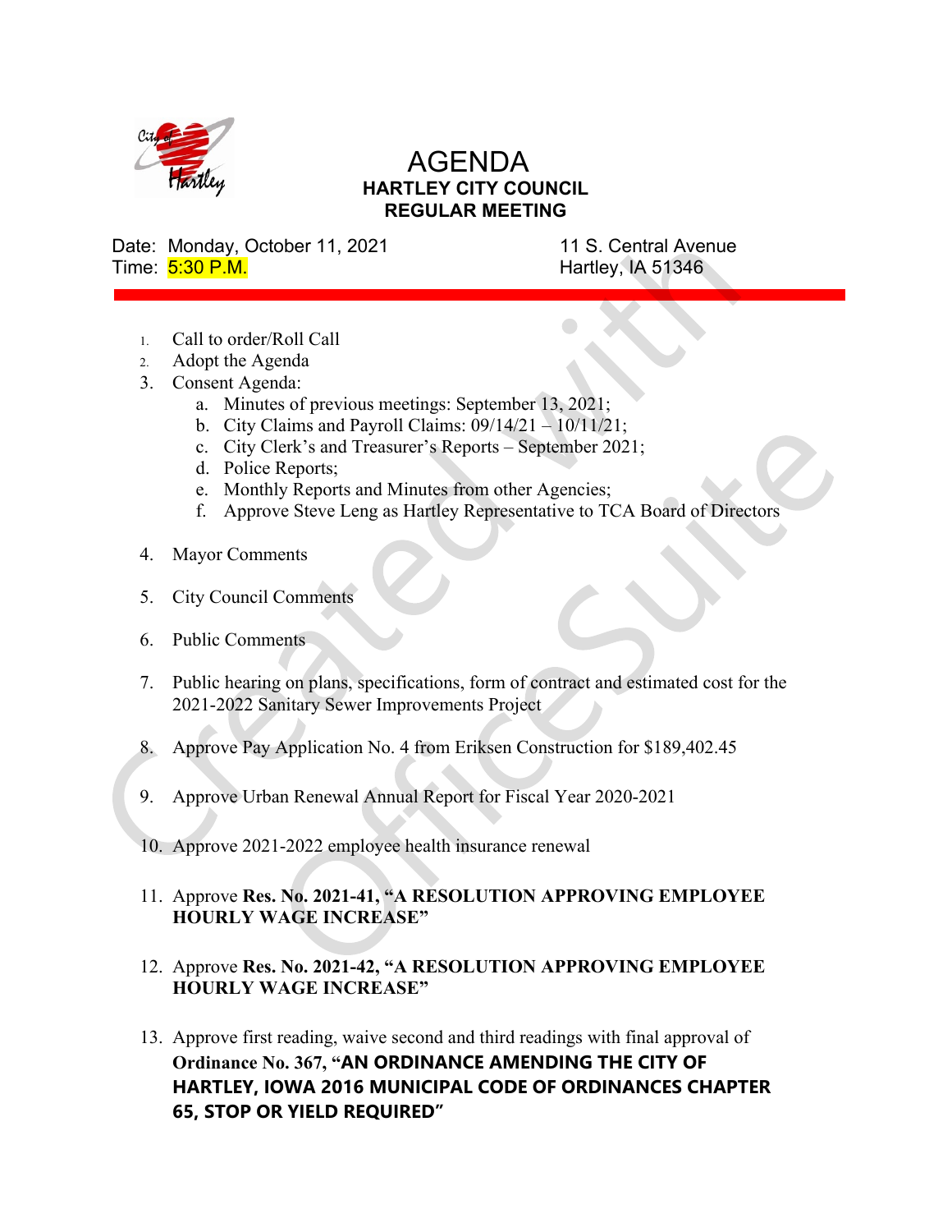# AGENDA

## HARTLEY CITY COUNCIL
## REGULAR MEETING

Date: Monday, October 11, 2021
Time: 5:30 P.M.

11 S. Central Avenue
Hartley, IA 51346

---

1. Call to order/Roll Call
2. Adopt the Agenda
3. Consent Agenda:
   a. Minutes of previous meetings: September 13, 2021;
   b. City Claims and Payroll Claims: 09/14/21 – 10/11/21;
   c. City Clerk's and Treasurer's Reports – September 2021;
   d. Police Reports;
   e. Monthly Reports and Minutes from other Agencies;
   f. Approve Steve Leng as Hartley Representative to TCA Board of Directors

4. Mayor Comments

5. City Council Comments

6. Public Comments

7. Public hearing on plans, specifications, form of contract and estimated cost for the 2021-2022 Sanitary Sewer Improvements Project

8. Approve Pay Application No. 4 from Eriksen Construction for $189,402.45

9. Approve Urban Renewal Annual Report for Fiscal Year 2020-2021

10. Approve 2021-2022 employee health insurance renewal

11. Approve **Res. No. 2021-41, "A RESOLUTION APPROVING EMPLOYEE HOURLY WAGE INCREASE"**

12. Approve **Res. No. 2021-42, "A RESOLUTION APPROVING EMPLOYEE HOURLY WAGE INCREASE"**

13. Approve first reading, waive second and third readings with final approval of **Ordinance No. 367, "AN ORDINANCE AMENDING THE CITY OF HARTLEY, IOWA 2016 MUNICIPAL CODE OF ORDINANCES CHAPTER 65, STOP OR YIELD REQUIRED"**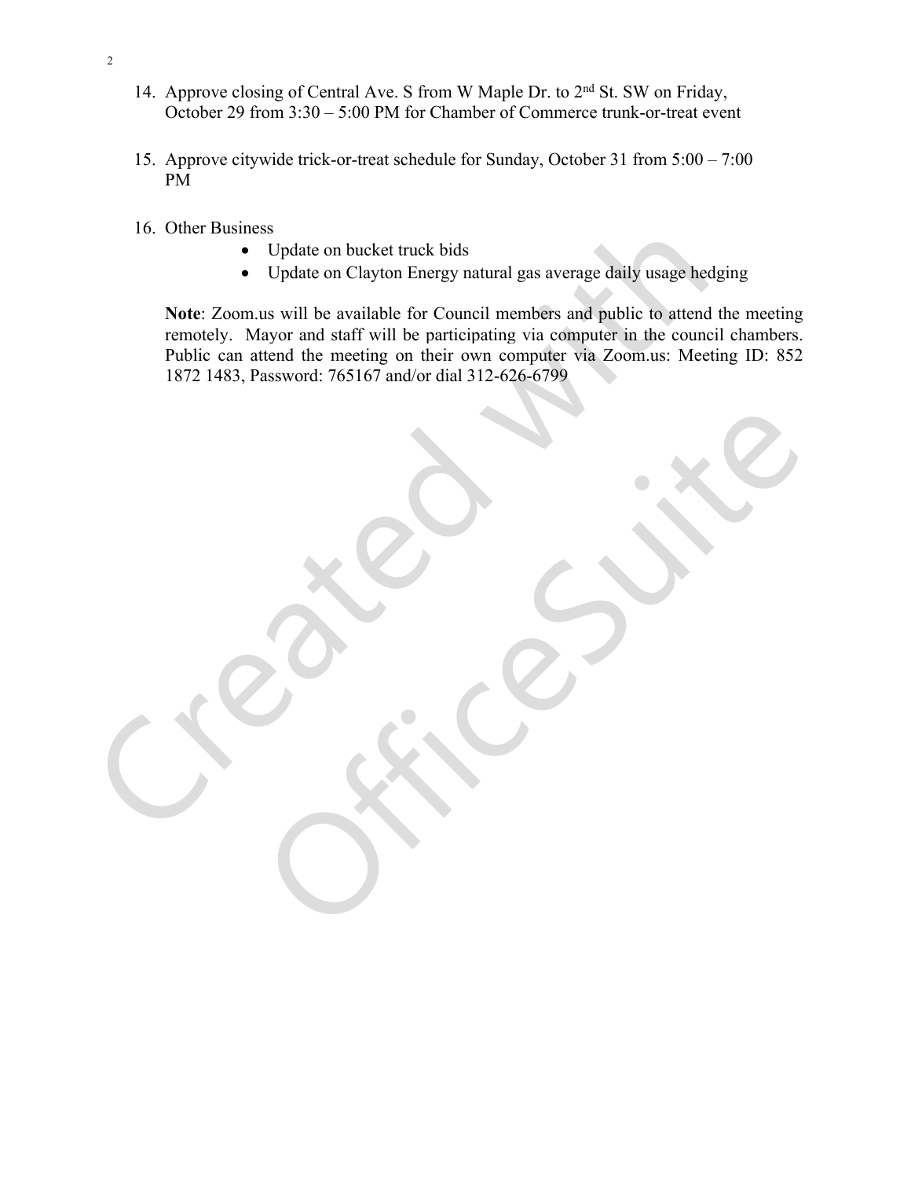14. Approve closing of Central Ave. S from W Maple Dr. to 2nd St. SW on Friday, October 29 from 3:30 – 5:00 PM for Chamber of Commerce trunk-or-treat event

15. Approve citywide trick-or-treat schedule for Sunday, October 31 from 5:00 – 7:00 PM

16. Other Business
    - Update on bucket truck bids
    - Update on Clayton Energy natural gas average daily usage hedging

**Note**: Zoom.us will be available for Council members and public to attend the meeting remotely. Mayor and staff will be participating via computer in the council chambers. Public can attend the meeting on their own computer via Zoom.us: Meeting ID: 852 1872 1483, Password: 765167 and/or dial 312-626-6799